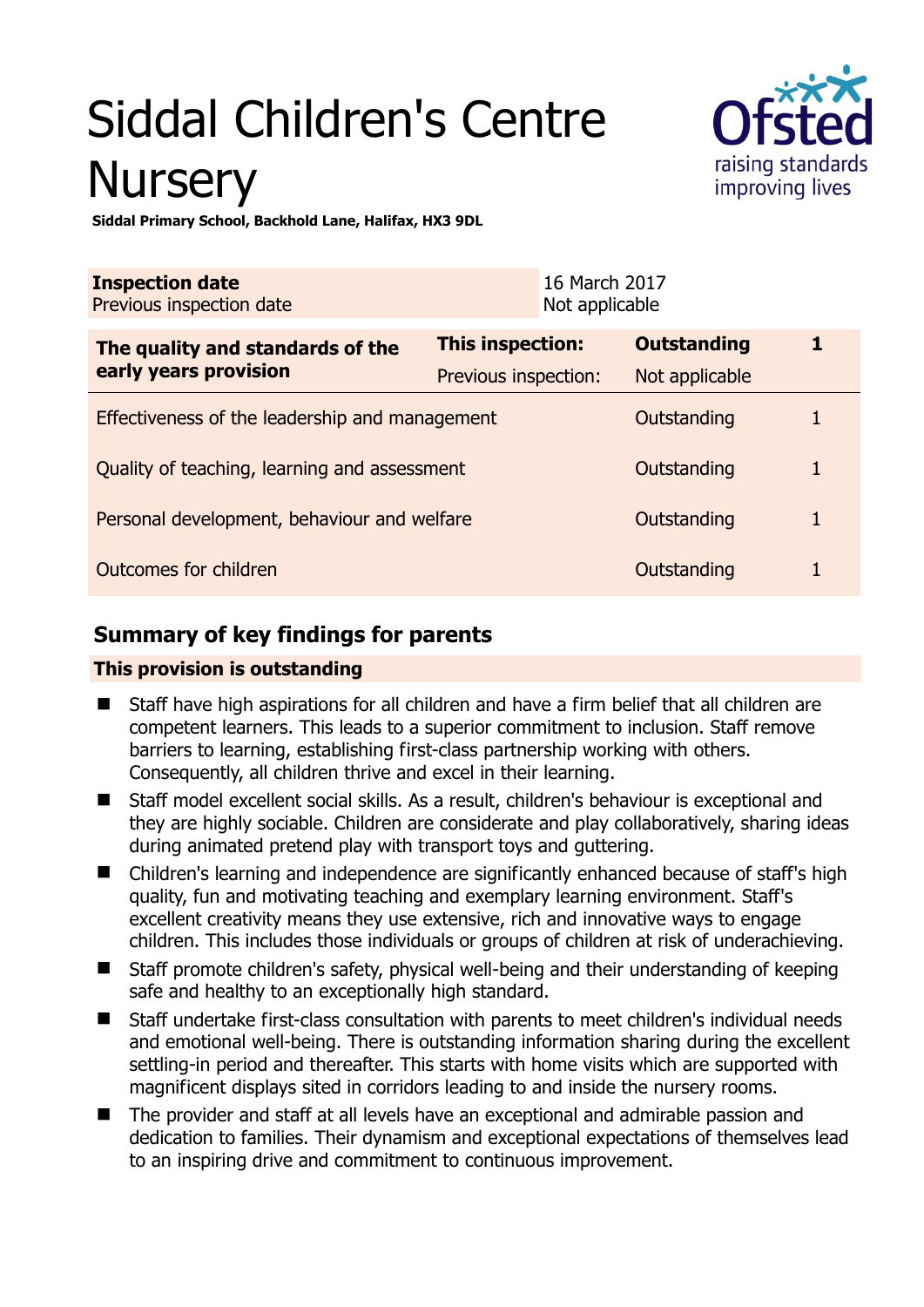# Siddal Children's Centre Nursery

**Siddal Primary School, Backhold Lane, Halifax, HX3 9DL**

| **Inspection date** | 16 March 2017 |
|---|---|
| Previous inspection date | Not applicable |

| **The quality and standards of the early years provision** | **This inspection:** | **Outstanding** | **1** |
|---|---|---|---|
| | Previous inspection: | Not applicable | |
| Effectiveness of the leadership and management | | Outstanding | 1 |
| Quality of teaching, learning and assessment | | Outstanding | 1 |
| Personal development, behaviour and welfare | | Outstanding | 1 |
| Outcomes for children | | Outstanding | 1 |

## Summary of key findings for parents

**This provision is outstanding**

- Staff have high aspirations for all children and have a firm belief that all children are competent learners. This leads to a superior commitment to inclusion. Staff remove barriers to learning, establishing first-class partnership working with others. Consequently, all children thrive and excel in their learning.
- Staff model excellent social skills. As a result, children's behaviour is exceptional and they are highly sociable. Children are considerate and play collaboratively, sharing ideas during animated pretend play with transport toys and guttering.
- Children's learning and independence are significantly enhanced because of staff's high quality, fun and motivating teaching and exemplary learning environment. Staff's excellent creativity means they use extensive, rich and innovative ways to engage children. This includes those individuals or groups of children at risk of underachieving.
- Staff promote children's safety, physical well-being and their understanding of keeping safe and healthy to an exceptionally high standard.
- Staff undertake first-class consultation with parents to meet children's individual needs and emotional well-being. There is outstanding information sharing during the excellent settling-in period and thereafter. This starts with home visits which are supported with magnificent displays sited in corridors leading to and inside the nursery rooms.
- The provider and staff at all levels have an exceptional and admirable passion and dedication to families. Their dynamism and exceptional expectations of themselves lead to an inspiring drive and commitment to continuous improvement.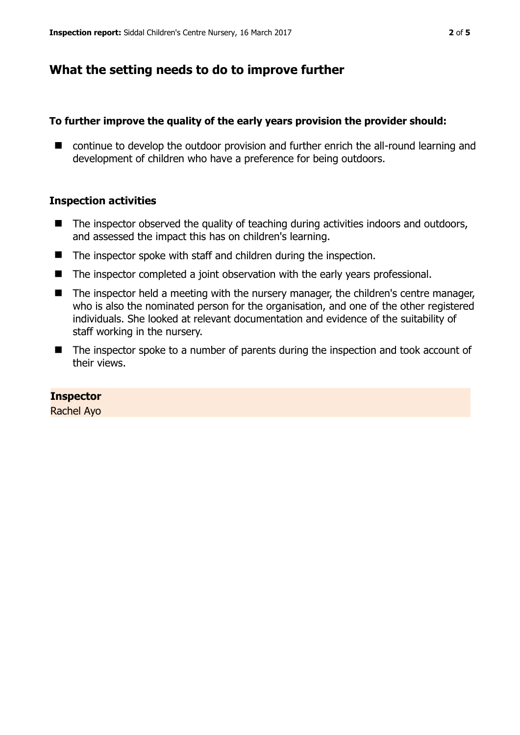## What the setting needs to do to improve further

**To further improve the quality of the early years provision the provider should:**

- continue to develop the outdoor provision and further enrich the all-round learning and development of children who have a preference for being outdoors.

### Inspection activities

- The inspector observed the quality of teaching during activities indoors and outdoors, and assessed the impact this has on children's learning.
- The inspector spoke with staff and children during the inspection.
- The inspector completed a joint observation with the early years professional.
- The inspector held a meeting with the nursery manager, the children's centre manager, who is also the nominated person for the organisation, and one of the other registered individuals. She looked at relevant documentation and evidence of the suitability of staff working in the nursery.
- The inspector spoke to a number of parents during the inspection and took account of their views.

**Inspector**
Rachel Ayo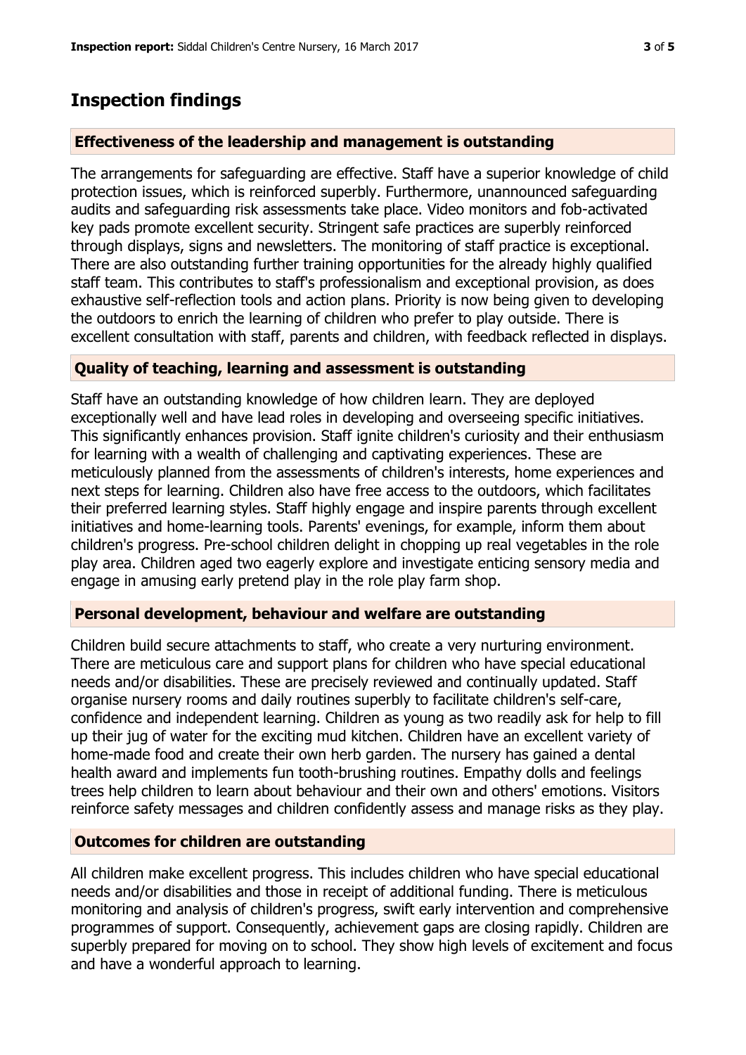# Inspection findings

### Effectiveness of the leadership and management is outstanding

The arrangements for safeguarding are effective. Staff have a superior knowledge of child protection issues, which is reinforced superbly. Furthermore, unannounced safeguarding audits and safeguarding risk assessments take place. Video monitors and fob-activated key pads promote excellent security. Stringent safe practices are superbly reinforced through displays, signs and newsletters. The monitoring of staff practice is exceptional. There are also outstanding further training opportunities for the already highly qualified staff team. This contributes to staff's professionalism and exceptional provision, as does exhaustive self-reflection tools and action plans. Priority is now being given to developing the outdoors to enrich the learning of children who prefer to play outside. There is excellent consultation with staff, parents and children, with feedback reflected in displays.

### Quality of teaching, learning and assessment is outstanding

Staff have an outstanding knowledge of how children learn. They are deployed exceptionally well and have lead roles in developing and overseeing specific initiatives. This significantly enhances provision. Staff ignite children's curiosity and their enthusiasm for learning with a wealth of challenging and captivating experiences. These are meticulously planned from the assessments of children's interests, home experiences and next steps for learning. Children also have free access to the outdoors, which facilitates their preferred learning styles. Staff highly engage and inspire parents through excellent initiatives and home-learning tools. Parents' evenings, for example, inform them about children's progress. Pre-school children delight in chopping up real vegetables in the role play area. Children aged two eagerly explore and investigate enticing sensory media and engage in amusing early pretend play in the role play farm shop.

### Personal development, behaviour and welfare are outstanding

Children build secure attachments to staff, who create a very nurturing environment. There are meticulous care and support plans for children who have special educational needs and/or disabilities. These are precisely reviewed and continually updated. Staff organise nursery rooms and daily routines superbly to facilitate children's self-care, confidence and independent learning. Children as young as two readily ask for help to fill up their jug of water for the exciting mud kitchen. Children have an excellent variety of home-made food and create their own herb garden. The nursery has gained a dental health award and implements fun tooth-brushing routines. Empathy dolls and feelings trees help children to learn about behaviour and their own and others' emotions. Visitors reinforce safety messages and children confidently assess and manage risks as they play.

### Outcomes for children are outstanding

All children make excellent progress. This includes children who have special educational needs and/or disabilities and those in receipt of additional funding. There is meticulous monitoring and analysis of children's progress, swift early intervention and comprehensive programmes of support. Consequently, achievement gaps are closing rapidly. Children are superbly prepared for moving on to school. They show high levels of excitement and focus and have a wonderful approach to learning.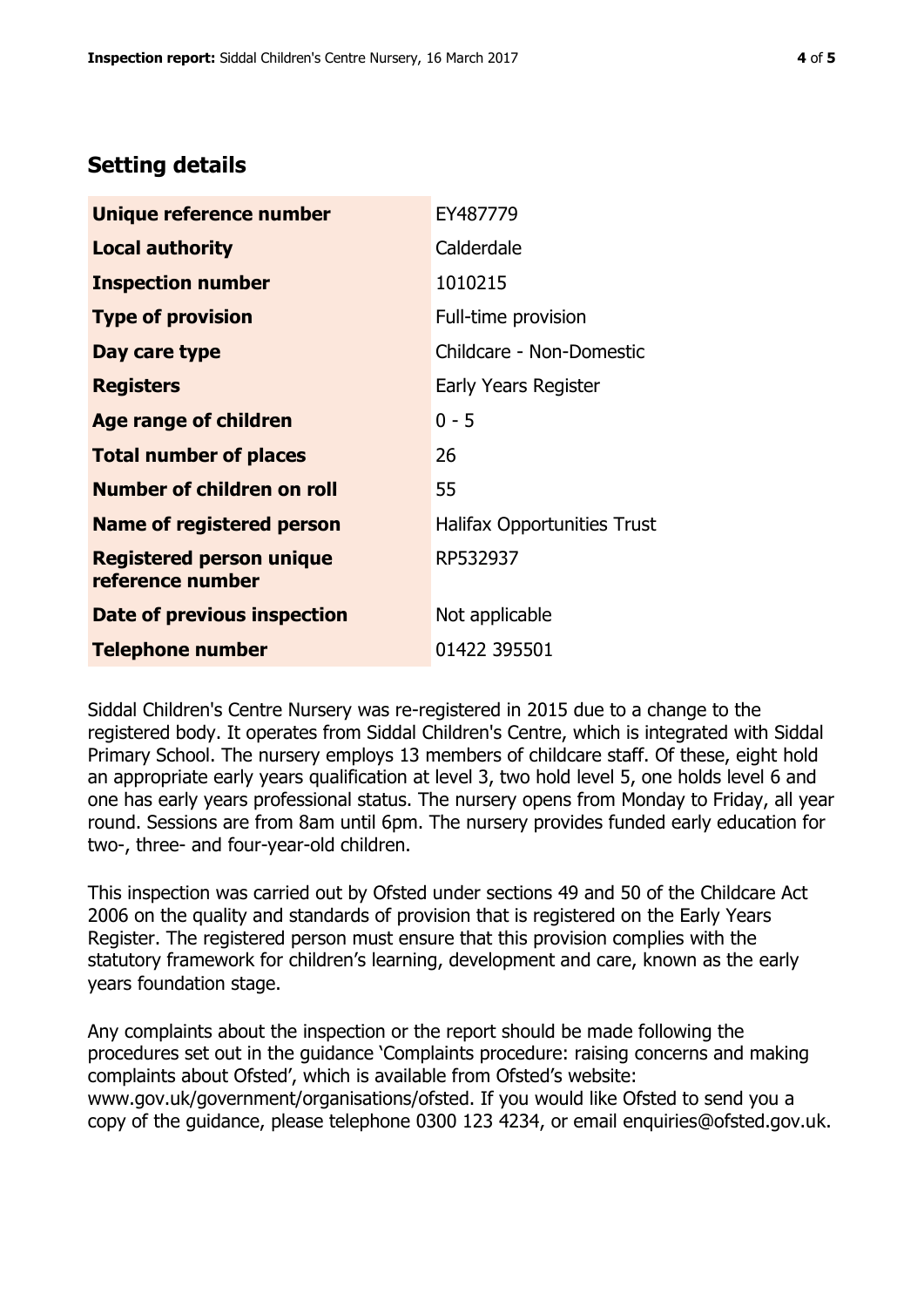## Setting details

| | |
|---|---|
| **Unique reference number** | EY487779 |
| **Local authority** | Calderdale |
| **Inspection number** | 1010215 |
| **Type of provision** | Full-time provision |
| **Day care type** | Childcare - Non-Domestic |
| **Registers** | Early Years Register |
| **Age range of children** | 0 - 5 |
| **Total number of places** | 26 |
| **Number of children on roll** | 55 |
| **Name of registered person** | Halifax Opportunities Trust |
| **Registered person unique reference number** | RP532937 |
| **Date of previous inspection** | Not applicable |
| **Telephone number** | 01422 395501 |

Siddal Children's Centre Nursery was re-registered in 2015 due to a change to the registered body. It operates from Siddal Children's Centre, which is integrated with Siddal Primary School. The nursery employs 13 members of childcare staff. Of these, eight hold an appropriate early years qualification at level 3, two hold level 5, one holds level 6 and one has early years professional status. The nursery opens from Monday to Friday, all year round. Sessions are from 8am until 6pm. The nursery provides funded early education for two-, three- and four-year-old children.

This inspection was carried out by Ofsted under sections 49 and 50 of the Childcare Act 2006 on the quality and standards of provision that is registered on the Early Years Register. The registered person must ensure that this provision complies with the statutory framework for children's learning, development and care, known as the early years foundation stage.

Any complaints about the inspection or the report should be made following the procedures set out in the guidance 'Complaints procedure: raising concerns and making complaints about Ofsted', which is available from Ofsted's website: www.gov.uk/government/organisations/ofsted. If you would like Ofsted to send you a copy of the guidance, please telephone 0300 123 4234, or email enquiries@ofsted.gov.uk.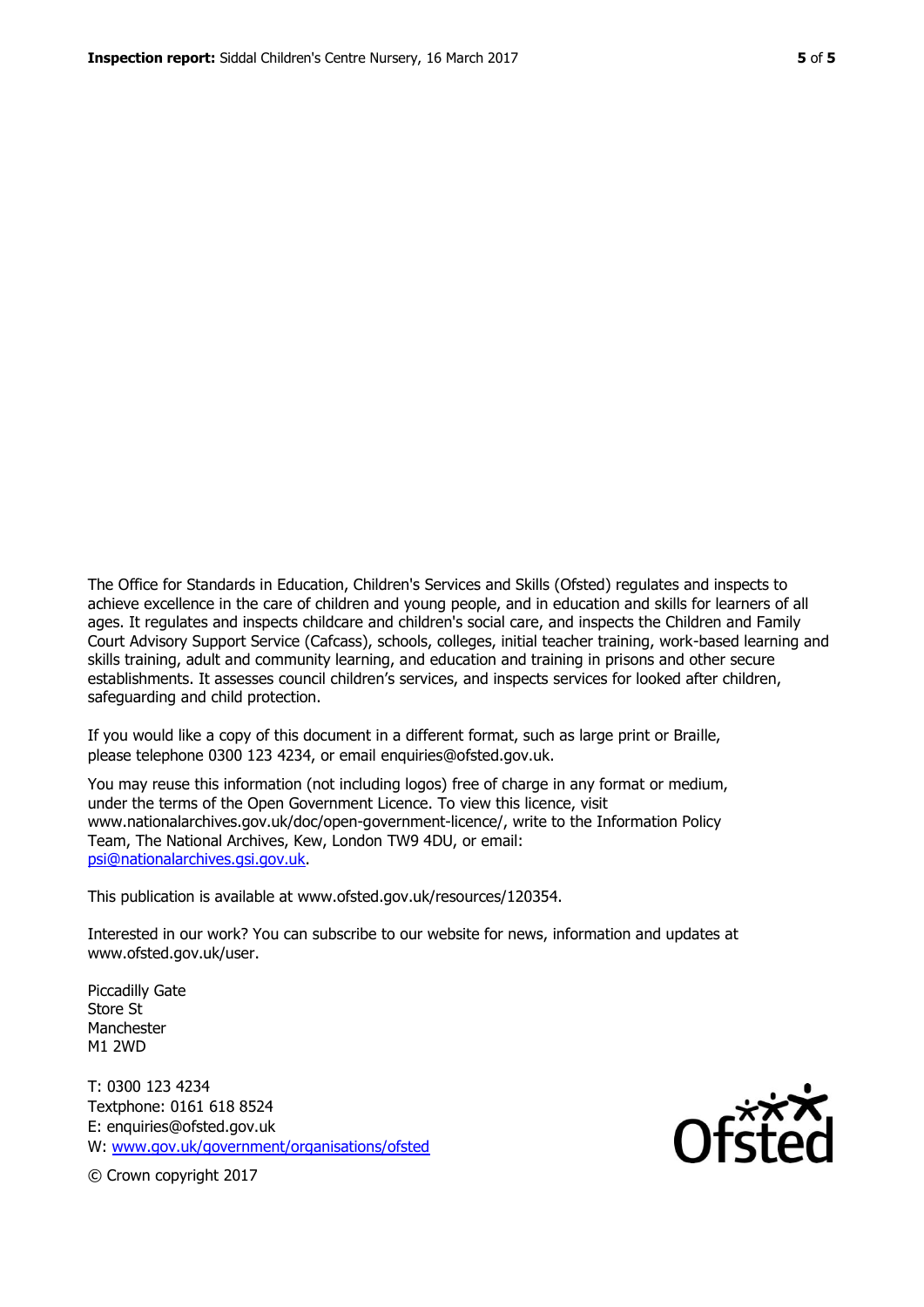The Office for Standards in Education, Children's Services and Skills (Ofsted) regulates and inspects to achieve excellence in the care of children and young people, and in education and skills for learners of all ages. It regulates and inspects childcare and children's social care, and inspects the Children and Family Court Advisory Support Service (Cafcass), schools, colleges, initial teacher training, work-based learning and skills training, adult and community learning, and education and training in prisons and other secure establishments. It assesses council children's services, and inspects services for looked after children, safeguarding and child protection.

If you would like a copy of this document in a different format, such as large print or Braille, please telephone 0300 123 4234, or email enquiries@ofsted.gov.uk.

You may reuse this information (not including logos) free of charge in any format or medium, under the terms of the Open Government Licence. To view this licence, visit www.nationalarchives.gov.uk/doc/open-government-licence/, write to the Information Policy Team, The National Archives, Kew, London TW9 4DU, or email: psi@nationalarchives.gsi.gov.uk.

This publication is available at www.ofsted.gov.uk/resources/120354.

Interested in our work? You can subscribe to our website for news, information and updates at www.ofsted.gov.uk/user.

Piccadilly Gate
Store St
Manchester
M1 2WD

T: 0300 123 4234
Textphone: 0161 618 8524
E: enquiries@ofsted.gov.uk
W: www.gov.uk/government/organisations/ofsted

© Crown copyright 2017